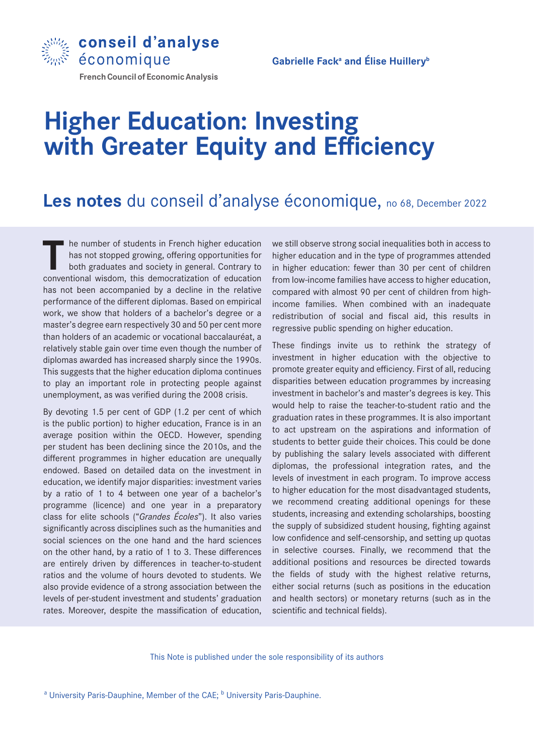conseil d'analyse économique

French Council of Economic Analysis

**Gabrielle Fack[a] and Élise Huillery[b]**

# Higher Education: Investing with Greater Equity and Efficiency

## **Les notes** du conseil d'analyse économique, no 68, December 2022

The number of students in French higher education has not stopped growing, offering opportunities for both graduates and society in general. Contrary to conventional wisdom, this democratization of education has not been accompanied by a decline in the relative performance of the different diplomas. Based on empirical work, we show that holders of a bachelor's degree or a master's degree earn respectively 30 and 50 per cent more than holders of an academic or vocational baccalauréat, a relatively stable gain over time even though the number of diplomas awarded has increased sharply since the 1990s. This suggests that the higher education diploma continues to play an important role in protecting people against unemployment, as was verified during the 2008 crisis.

By devoting 1.5 per cent of GDP (1.2 per cent of which is the public portion) to higher education, France is in an average position within the OECD. However, spending per student has been declining since the 2010s, and the different programmes in higher education are unequally endowed. Based on detailed data on the investment in education, we identify major disparities: investment varies by a ratio of 1 to 4 between one year of a bachelor's programme (licence) and one year in a preparatory class for elite schools ("*Grandes Écoles*"). It also varies significantly across disciplines such as the humanities and social sciences on the one hand and the hard sciences on the other hand, by a ratio of 1 to 3. These differences are entirely driven by differences in teacher-to-student ratios and the volume of hours devoted to students. We also provide evidence of a strong association between the levels of per-student investment and students' graduation rates. Moreover, despite the massification of education, we still observe strong social inequalities both in access to higher education and in the type of programmes attended in higher education: fewer than 30 per cent of children from low-income families have access to higher education, compared with almost 90 per cent of children from high-income families. When combined with an inadequate redistribution of social and fiscal aid, this results in regressive public spending on higher education.

These findings invite us to rethink the strategy of investment in higher education with the objective to promote greater equity and efficiency. First of all, reducing disparities between education programmes by increasing investment in bachelor's and master's degrees is key. This would help to raise the teacher-to-student ratio and the graduation rates in these programmes. It is also important to act upstream on the aspirations and information of students to better guide their choices. This could be done by publishing the salary levels associated with different diplomas, the professional integration rates, and the levels of investment in each program. To improve access to higher education for the most disadvantaged students, we recommend creating additional openings for these students, increasing and extending scholarships, boosting the supply of subsidized student housing, fighting against low confidence and self-censorship, and setting up quotas in selective courses. Finally, we recommend that the additional positions and resources be directed towards the fields of study with the highest relative returns, either social returns (such as positions in the education and health sectors) or monetary returns (such as in the scientific and technical fields).

This Note is published under the sole responsibility of its authors

[a] University Paris-Dauphine, Member of the CAE; [b] University Paris-Dauphine.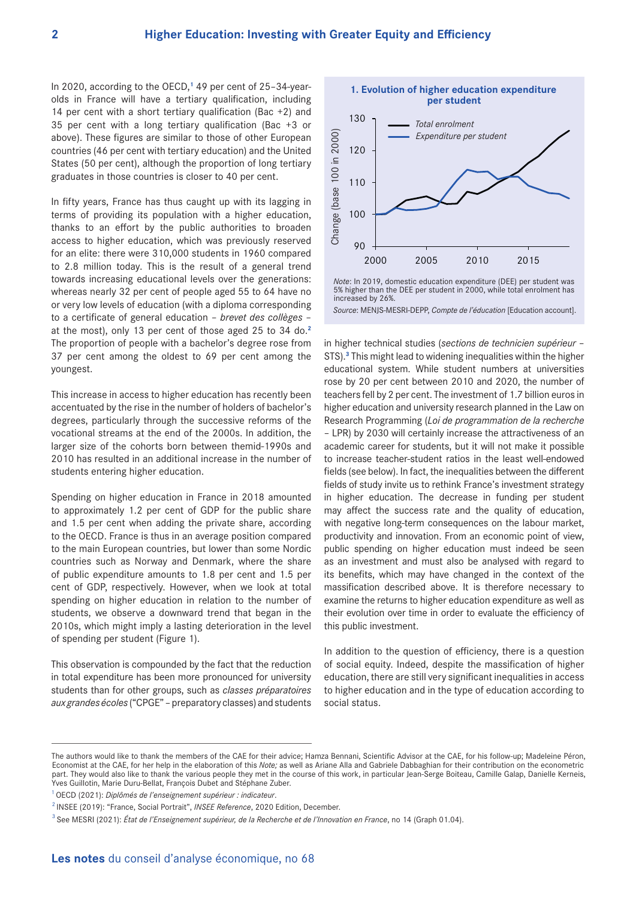In 2020, according to the OECD,[1] 49 per cent of 25–34-year-olds in France will have a tertiary qualification, including 14 per cent with a short tertiary qualification (Bac +2) and 35 per cent with a long tertiary qualification (Bac +3 or above). These figures are similar to those of other European countries (46 per cent with tertiary education) and the United States (50 per cent), although the proportion of long tertiary graduates in those countries is closer to 40 per cent.

In fifty years, France has thus caught up with its lagging in terms of providing its population with a higher education, thanks to an effort by the public authorities to broaden access to higher education, which was previously reserved for an elite: there were 310,000 students in 1960 compared to 2.8 million today. This is the result of a general trend towards increasing educational levels over the generations: whereas nearly 32 per cent of people aged 55 to 64 have no or very low levels of education (with a diploma corresponding to a certificate of general education – *brevet des collèges* – at the most), only 13 per cent of those aged 25 to 34 do.[2] The proportion of people with a bachelor's degree rose from 37 per cent among the oldest to 69 per cent among the youngest.

This increase in access to higher education has recently been accentuated by the rise in the number of holders of bachelor's degrees, particularly through the successive reforms of the vocational streams at the end of the 2000s. In addition, the larger size of the cohorts born between themid-1990s and 2010 has resulted in an additional increase in the number of students entering higher education.

Spending on higher education in France in 2018 amounted to approximately 1.2 per cent of GDP for the public share and 1.5 per cent when adding the private share, according to the OECD. France is thus in an average position compared to the main European countries, but lower than some Nordic countries such as Norway and Denmark, where the share of public expenditure amounts to 1.8 per cent and 1.5 per cent of GDP, respectively. However, when we look at total spending on higher education in relation to the number of students, we observe a downward trend that began in the 2010s, which might imply a lasting deterioration in the level of spending per student (Figure 1).

This observation is compounded by the fact that the reduction in total expenditure has been more pronounced for university students than for other groups, such as *classes préparatoires aux grandes écoles* ("CPGE" – preparatory classes) and students in higher technical studies (*sections de technicien supérieur* – STS).[3] This might lead to widening inequalities within the higher educational system. While student numbers at universities rose by 20 per cent between 2010 and 2020, the number of teachers fell by 2 per cent. The investment of 1.7 billion euros in higher education and university research planned in the Law on Research Programming (*Loi de programmation de la recherche* – LPR) by 2030 will certainly increase the attractiveness of an academic career for students, but it will not make it possible to increase teacher-student ratios in the least well-endowed fields (see below). In fact, the inequalities between the different fields of study invite us to rethink France's investment strategy in higher education. The decrease in funding per student may affect the success rate and the quality of education, with negative long-term consequences on the labour market, productivity and innovation. From an economic point of view, public spending on higher education must indeed be seen as an investment and must also be analysed with regard to its benefits, which may have changed in the context of the massification described above. It is therefore necessary to examine the returns to higher education expenditure as well as their evolution over time in order to evaluate the efficiency of this public investment.

In addition to the question of efficiency, there is a question of social equity. Indeed, despite the massification of higher education, there are still very significant inequalities in access to higher education and in the type of education according to social status.

**1. Evolution of higher education expenditure per student**

*Note*: In 2019, domestic education expenditure (DEE) per student was 5% higher than the DEE per student in 2000, while total enrolment has increased by 26%.

*Source*: MENJS-MESRI-DEPP, *Compte de l'éducation* [Education account].

---

The authors would like to thank the members of the CAE for their advice; Hamza Bennani, Scientific Advisor at the CAE, for his follow-up; Madeleine Péron, Economist at the CAE, for her help in the elaboration of this *Note;* as well as Ariane Alla and Gabriele Dabbaghian for their contribution on the econometric part. They would also like to thank the various people they met in the course of this work, in particular Jean-Serge Boiteau, Camille Galap, Danielle Kerneis, Yves Guillotin, Marie Duru-Bellat, François Dubet and Stéphane Zuber.

[1] OECD (2021): *Diplômés de l'enseignement supérieur : indicateur*.

[2] INSEE (2019): "France, Social Portrait", *INSEE Reference*, 2020 Edition, December.

[3] See MESRI (2021): *État de l'Enseignement supérieur, de la Recherche et de l'Innovation en France*, no 14 (Graph 01.04).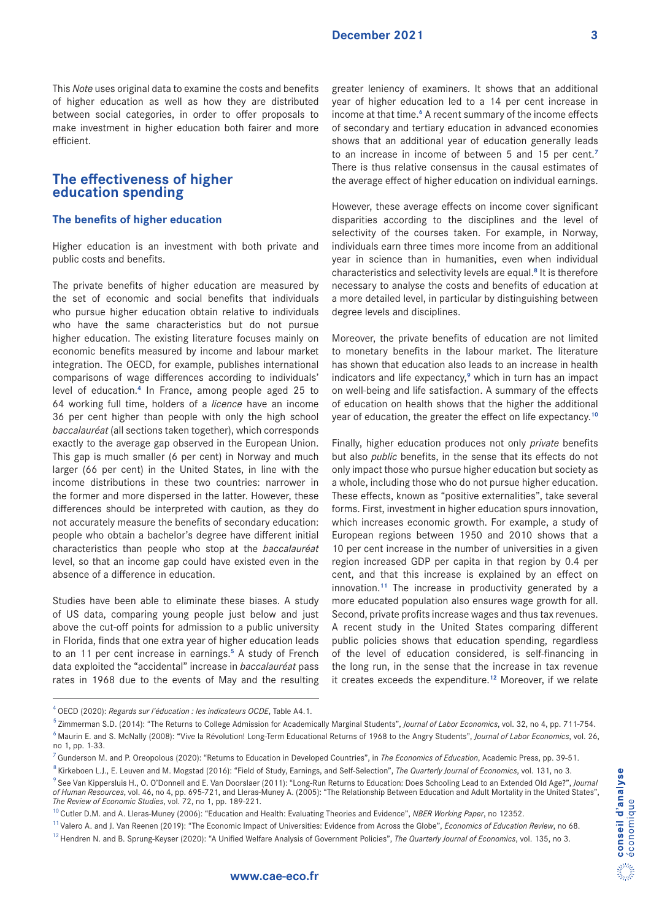This *Note* uses original data to examine the costs and benefits of higher education as well as how they are distributed between social categories, in order to offer proposals to make investment in higher education both fairer and more efficient.

## The effectiveness of higher education spending

### The benefits of higher education

Higher education is an investment with both private and public costs and benefits.

The private benefits of higher education are measured by the set of economic and social benefits that individuals who pursue higher education obtain relative to individuals who have the same characteristics but do not pursue higher education. The existing literature focuses mainly on economic benefits measured by income and labour market integration. The OECD, for example, publishes international comparisons of wage differences according to individuals' level of education.[4] In France, among people aged 25 to 64 working full time, holders of a *licence* have an income 36 per cent higher than people with only the high school *baccalauréat* (all sections taken together), which corresponds exactly to the average gap observed in the European Union. This gap is much smaller (6 per cent) in Norway and much larger (66 per cent) in the United States, in line with the income distributions in these two countries: narrower in the former and more dispersed in the latter. However, these differences should be interpreted with caution, as they do not accurately measure the benefits of secondary education: people who obtain a bachelor's degree have different initial characteristics than people who stop at the *baccalauréat* level, so that an income gap could have existed even in the absence of a difference in education.

Studies have been able to eliminate these biases. A study of US data, comparing young people just below and just above the cut-off points for admission to a public university in Florida, finds that one extra year of higher education leads to an 11 per cent increase in earnings.[5] A study of French data exploited the "accidental" increase in *baccalauréat* pass rates in 1968 due to the events of May and the resulting greater leniency of examiners. It shows that an additional year of higher education led to a 14 per cent increase in income at that time.[6] A recent summary of the income effects of secondary and tertiary education in advanced economies shows that an additional year of education generally leads to an increase in income of between 5 and 15 per cent.[7] There is thus relative consensus in the causal estimates of the average effect of higher education on individual earnings.

However, these average effects on income cover significant disparities according to the disciplines and the level of selectivity of the courses taken. For example, in Norway, individuals earn three times more income from an additional year in science than in humanities, even when individual characteristics and selectivity levels are equal.[8] It is therefore necessary to analyse the costs and benefits of education at a more detailed level, in particular by distinguishing between degree levels and disciplines.

Moreover, the private benefits of education are not limited to monetary benefits in the labour market. The literature has shown that education also leads to an increase in health indicators and life expectancy,[9] which in turn has an impact on well-being and life satisfaction. A summary of the effects of education on health shows that the higher the additional year of education, the greater the effect on life expectancy.[10]

Finally, higher education produces not only *private* benefits but also *public* benefits, in the sense that its effects do not only impact those who pursue higher education but society as a whole, including those who do not pursue higher education. These effects, known as "positive externalities", take several forms. First, investment in higher education spurs innovation, which increases economic growth. For example, a study of European regions between 1950 and 2010 shows that a 10 per cent increase in the number of universities in a given region increased GDP per capita in that region by 0.4 per cent, and that this increase is explained by an effect on innovation.[11] The increase in productivity generated by a more educated population also ensures wage growth for all. Second, private profits increase wages and thus tax revenues. A recent study in the United States comparing different public policies shows that education spending, regardless of the level of education considered, is self-financing in the long run, in the sense that the increase in tax revenue it creates exceeds the expenditure.[12] Moreover, if we relate

---

[4] OECD (2020): *Regards sur l'éducation : les indicateurs OCDE*, Table A4.1.

[5] Zimmerman S.D. (2014): "The Returns to College Admission for Academically Marginal Students", *Journal of Labor Economics*, vol. 32, no 4, pp. 711-754.

[6] Maurin E. and S. McNally (2008): "Vive la Révolution! Long-Term Educational Returns of 1968 to the Angry Students", *Journal of Labor Economics*, vol. 26, no 1, pp. 1-33.

[7] Gunderson M. and P. Oreopolous (2020): "Returns to Education in Developed Countries", in *The Economics of Education*, Academic Press, pp. 39-51.

[8] Kirkeboen L.J., E. Leuven and M. Mogstad (2016): "Field of Study, Earnings, and Self-Selection", *The Quarterly Journal of Economics*, vol. 131, no 3.

[9] See Van Kippersluis H., O. O'Donnell and E. Van Doorslaer (2011): "Long-Run Returns to Education: Does Schooling Lead to an Extended Old Age?", *Journal of Human Resources*, vol. 46, no 4, pp. 695-721, and Lleras-Muney A. (2005): "The Relationship Between Education and Adult Mortality in the United States", *The Review of Economic Studies*, vol. 72, no 1, pp. 189-221.

[10] Cutler D.M. and A. Lleras-Muney (2006): "Education and Health: Evaluating Theories and Evidence", *NBER Working Paper*, no 12352.

[11] Valero A. and J. Van Reenen (2019): "The Economic Impact of Universities: Evidence from Across the Globe", *Economics of Education Review*, no 68.

[12] Hendren N. and B. Sprung-Keyser (2020): "A Unified Welfare Analysis of Government Policies", *The Quarterly Journal of Economics*, vol. 135, no 3.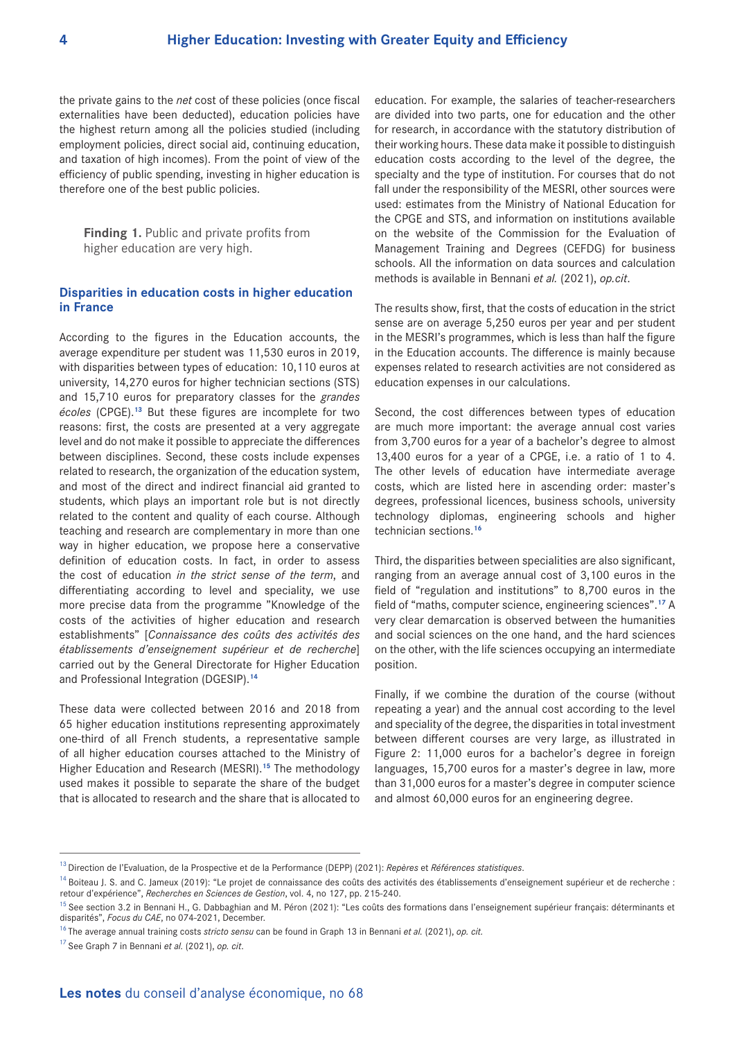the private gains to the *net* cost of these policies (once fiscal externalities have been deducted), education policies have the highest return among all the policies studied (including employment policies, direct social aid, continuing education, and taxation of high incomes). From the point of view of the efficiency of public spending, investing in higher education is therefore one of the best public policies.

> **Finding 1.** Public and private profits from higher education are very high.

## Disparities in education costs in higher education in France

According to the figures in the Education accounts, the average expenditure per student was 11,530 euros in 2019, with disparities between types of education: 10,110 euros at university, 14,270 euros for higher technician sections (STS) and 15,710 euros for preparatory classes for the *grandes écoles* (CPGE).[13] But these figures are incomplete for two reasons: first, the costs are presented at a very aggregate level and do not make it possible to appreciate the differences between disciplines. Second, these costs include expenses related to research, the organization of the education system, and most of the direct and indirect financial aid granted to students, which plays an important role but is not directly related to the content and quality of each course. Although teaching and research are complementary in more than one way in higher education, we propose here a conservative definition of education costs. In fact, in order to assess the cost of education *in the strict sense of the term*, and differentiating according to level and speciality, we use more precise data from the programme "Knowledge of the costs of the activities of higher education and research establishments" [*Connaissance des coûts des activités des établissements d'enseignement supérieur et de recherche*] carried out by the General Directorate for Higher Education and Professional Integration (DGESIP).[14]

These data were collected between 2016 and 2018 from 65 higher education institutions representing approximately one-third of all French students, a representative sample of all higher education courses attached to the Ministry of Higher Education and Research (MESRI).[15] The methodology used makes it possible to separate the share of the budget that is allocated to research and the share that is allocated to education. For example, the salaries of teacher-researchers are divided into two parts, one for education and the other for research, in accordance with the statutory distribution of their working hours. These data make it possible to distinguish education costs according to the level of the degree, the specialty and the type of institution. For courses that do not fall under the responsibility of the MESRI, other sources were used: estimates from the Ministry of National Education for the CPGE and STS, and information on institutions available on the website of the Commission for the Evaluation of Management Training and Degrees (CEFDG) for business schools. All the information on data sources and calculation methods is available in Bennani *et al.* (2021), *op.cit*.

The results show, first, that the costs of education in the strict sense are on average 5,250 euros per year and per student in the MESRI's programmes, which is less than half the figure in the Education accounts. The difference is mainly because expenses related to research activities are not considered as education expenses in our calculations.

Second, the cost differences between types of education are much more important: the average annual cost varies from 3,700 euros for a year of a bachelor's degree to almost 13,400 euros for a year of a CPGE, i.e. a ratio of 1 to 4. The other levels of education have intermediate average costs, which are listed here in ascending order: master's degrees, professional licences, business schools, university technology diplomas, engineering schools and higher technician sections.[16]

Third, the disparities between specialities are also significant, ranging from an average annual cost of 3,100 euros in the field of "regulation and institutions" to 8,700 euros in the field of "maths, computer science, engineering sciences".[17] A very clear demarcation is observed between the humanities and social sciences on the one hand, and the hard sciences on the other, with the life sciences occupying an intermediate position.

Finally, if we combine the duration of the course (without repeating a year) and the annual cost according to the level and speciality of the degree, the disparities in total investment between different courses are very large, as illustrated in Figure 2: 11,000 euros for a bachelor's degree in foreign languages, 15,700 euros for a master's degree in law, more than 31,000 euros for a master's degree in computer science and almost 60,000 euros for an engineering degree.

---

[13] Direction de l'Evaluation, de la Prospective et de la Performance (DEPP) (2021): *Repères* et *Références statistiques*.

[14] Boiteau J. S. and C. Jameux (2019): "Le projet de connaissance des coûts des activités des établissements d'enseignement supérieur et de recherche : retour d'expérience", *Recherches en Sciences de Gestion*, vol. 4, no 127, pp. 215-240.

[15] See section 3.2 in Bennani H., G. Dabbaghian and M. Péron (2021): "Les coûts des formations dans l'enseignement supérieur français: déterminants et disparités", *Focus du CAE*, no 074-2021, December.

[16] The average annual training costs *stricto sensu* can be found in Graph 13 in Bennani *et al.* (2021), *op. cit.*

[17] See Graph 7 in Bennani *et al.* (2021), *op. cit*.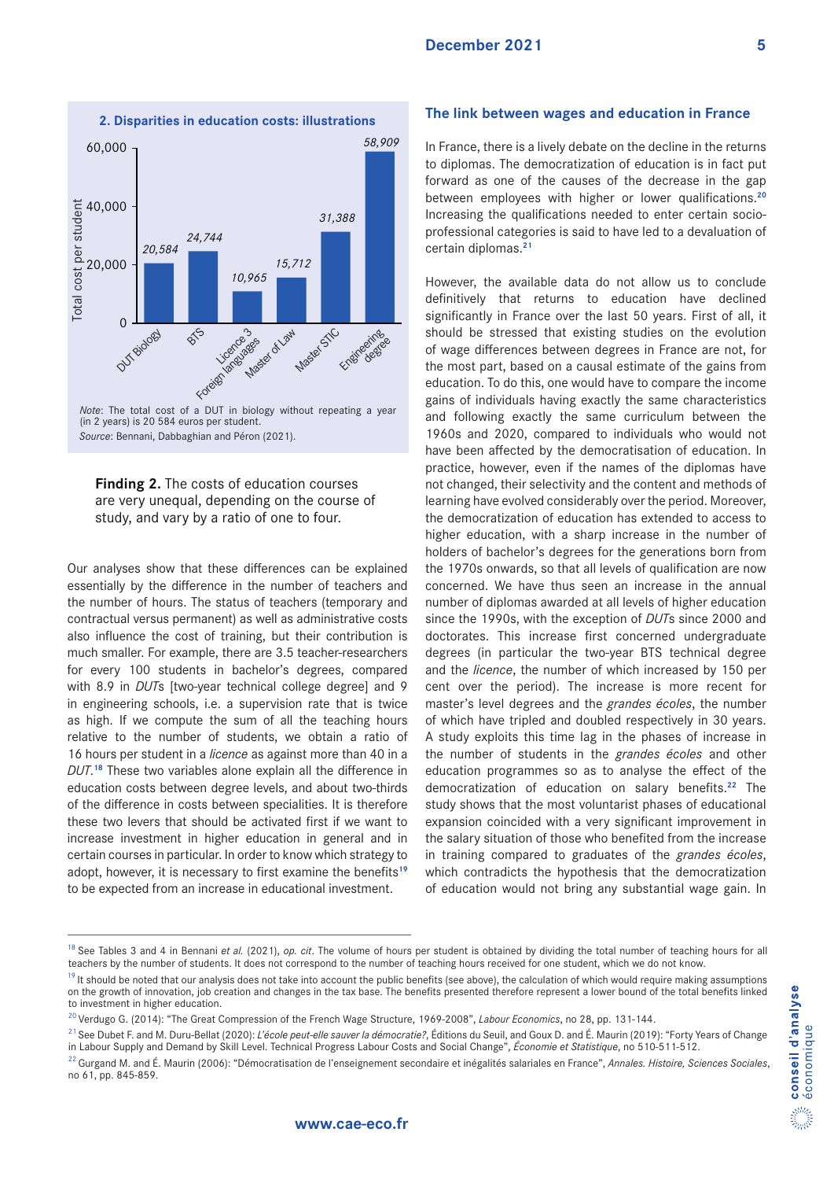### 2. Disparities in education costs: illustrations

| | Total cost per student |
|---|---|
| DUT Biology | 20,584 |
| BTS | 24,744 |
| Licence 3 Foreign languages | 10,965 |
| Master of Law | 15,712 |
| Master STIC | 31,388 |
| Engineering degree | 58,909 |

*Note*: The total cost of a DUT in biology without repeating a year (in 2 years) is 20 584 euros per student.

*Source*: Bennani, Dabbaghian and Péron (2021).

**Finding 2.** The costs of education courses are very unequal, depending on the course of study, and vary by a ratio of one to four.

Our analyses show that these differences can be explained essentially by the difference in the number of teachers and the number of hours. The status of teachers (temporary and contractual versus permanent) as well as administrative costs also influence the cost of training, but their contribution is much smaller. For example, there are 3.5 teacher-researchers for every 100 students in bachelor's degrees, compared with 8.9 in *DUT*s [two-year technical college degree] and 9 in engineering schools, i.e. a supervision rate that is twice as high. If we compute the sum of all the teaching hours relative to the number of students, we obtain a ratio of 16 hours per student in a *licence* as against more than 40 in a *DUT*.[18] These two variables alone explain all the difference in education costs between degree levels, and about two-thirds of the difference in costs between specialities. It is therefore these two levers that should be activated first if we want to increase investment in higher education in general and in certain courses in particular. In order to know which strategy to adopt, however, it is necessary to first examine the benefits[19] to be expected from an increase in educational investment.

## The link between wages and education in France

In France, there is a lively debate on the decline in the returns to diplomas. The democratization of education is in fact put forward as one of the causes of the decrease in the gap between employees with higher or lower qualifications.[20] Increasing the qualifications needed to enter certain socio-professional categories is said to have led to a devaluation of certain diplomas.[21]

However, the available data do not allow us to conclude definitively that returns to education have declined significantly in France over the last 50 years. First of all, it should be stressed that existing studies on the evolution of wage differences between degrees in France are not, for the most part, based on a causal estimate of the gains from education. To do this, one would have to compare the income gains of individuals having exactly the same characteristics and following exactly the same curriculum between the 1960s and 2020, compared to individuals who would not have been affected by the democratisation of education. In practice, however, even if the names of the diplomas have not changed, their selectivity and the content and methods of learning have evolved considerably over the period. Moreover, the democratization of education has extended to access to higher education, with a sharp increase in the number of holders of bachelor's degrees for the generations born from the 1970s onwards, so that all levels of qualification are now concerned. We have thus seen an increase in the annual number of diplomas awarded at all levels of higher education since the 1990s, with the exception of *DUT*s since 2000 and doctorates. This increase first concerned undergraduate degrees (in particular the two-year BTS technical degree and the *licence*, the number of which increased by 150 per cent over the period). The increase is more recent for master's level degrees and the *grandes écoles*, the number of which have tripled and doubled respectively in 30 years. A study exploits this time lag in the phases of increase in the number of students in the *grandes écoles* and other education programmes so as to analyse the effect of the democratization of education on salary benefits.[22] The study shows that the most voluntarist phases of educational expansion coincided with a very significant improvement in the salary situation of those who benefited from the increase in training compared to graduates of the *grandes écoles*, which contradicts the hypothesis that the democratization of education would not bring any substantial wage gain. In

---

[18] See Tables 3 and 4 in Bennani *et al.* (2021), *op. cit*. The volume of hours per student is obtained by dividing the total number of teaching hours for all teachers by the number of students. It does not correspond to the number of teaching hours received for one student, which we do not know.

[19] It should be noted that our analysis does not take into account the public benefits (see above), the calculation of which would require making assumptions on the growth of innovation, job creation and changes in the tax base. The benefits presented therefore represent a lower bound of the total benefits linked to investment in higher education.

[20] Verdugo G. (2014): "The Great Compression of the French Wage Structure, 1969-2008", *Labour Economics*, no 28, pp. 131-144.

[21] See Dubet F. and M. Duru-Bellat (2020): *L'école peut-elle sauver la démocratie?*, Éditions du Seuil, and Goux D. and É. Maurin (2019): "Forty Years of Change in Labour Supply and Demand by Skill Level. Technical Progress Labour Costs and Social Change", *Économie et Statistique*, no 510-511-512.

[22] Gurgand M. and É. Maurin (2006): "Démocratisation de l'enseignement secondaire et inégalités salariales en France", *Annales. Histoire, Sciences Sociales*, no 61, pp. 845-859.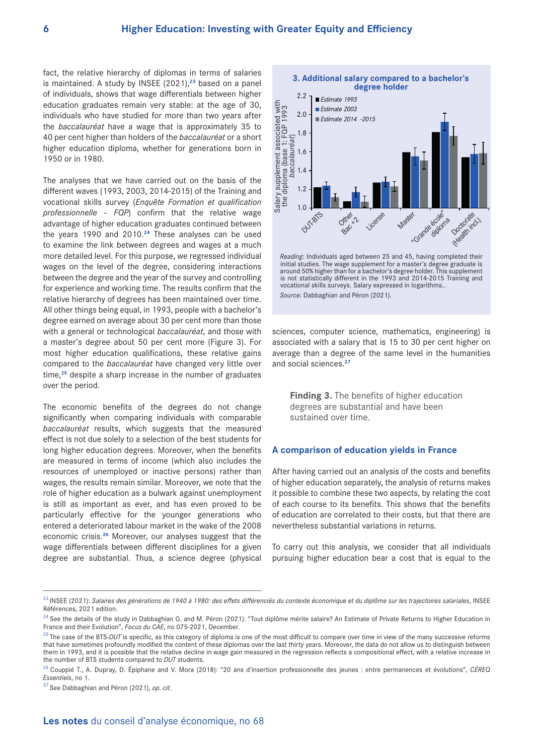fact, the relative hierarchy of diplomas in terms of salaries is maintained. A study by INSEE (2021),[23] based on a panel of individuals, shows that wage differentials between higher education graduates remain very stable: at the age of 30, individuals who have studied for more than two years after the *baccalauréat* have a wage that is approximately 35 to 40 per cent higher than holders of the *baccalauréat* or a short higher education diploma, whether for generations born in 1950 or in 1980.

The analyses that we have carried out on the basis of the different waves (1993, 2003, 2014-2015) of the Training and vocational skills survey (*Enquête Formation et qualification professionnelle – FQP*) confirm that the relative wage advantage of higher education graduates continued between the years 1990 and 2010.[24] These analyses can be used to examine the link between degrees and wages at a much more detailed level. For this purpose, we regressed individual wages on the level of the degree, considering interactions between the degree and the year of the survey and controlling for experience and working time. The results confirm that the relative hierarchy of degrees has been maintained over time. All other things being equal, in 1993, people with a bachelor's degree earned on average about 30 per cent more than those with a general or technological *baccalauréat*, and those with a master's degree about 50 per cent more (Figure 3). For most higher education qualifications, these relative gains compared to the *baccalauréat* have changed very little over time,[25] despite a sharp increase in the number of graduates over the period.

The economic benefits of the degrees do not change significantly when comparing individuals with comparable *baccalauréat* results, which suggests that the measured effect is not due solely to a selection of the best students for long higher education degrees. Moreover, when the benefits are measured in terms of income (which also includes the resources of unemployed or inactive persons) rather than wages, the results remain similar. Moreover, we note that the role of higher education as a bulwark against unemployment is still as important as ever, and has even proved to be particularly effective for the younger generations who entered a deteriorated labour market in the wake of the 2008 economic crisis.[26] Moreover, our analyses suggest that the wage differentials between different disciplines for a given degree are substantial. Thus, a science degree (physical sciences, computer science, mathematics, engineering) is associated with a salary that is 15 to 30 per cent higher on average than a degree of the same level in the humanities and social sciences.[27]

**3. Additional salary compared to a bachelor's degree holder**

| Diploma | Estimate 1993 | Estimate 2003 | Estimate 2014-2015 |
|---|---|---|---|
| DUT-BTS | ≈1.22 | ≈1.24 | ≈1.11 |
| Other Bac+2 | ≈1.07 | ≈1.17 | ≈1.06 |
| License | ≈1.27 | ≈1.28 | ≈1.23 |
| Master | ≈1.60 | ≈1.55 | ≈1.51 |
| "Grande école" diploma | ≈1.81 | ≈1.92 | ≈1.77 |
| Doctorate (Health incl.) | ≈1.54 | ≈1.58 | ≈1.59 |

Y-axis: Salary supplement associated with the diploma (base 1: FQP 1993 *baccalauréat*)

*Reading*: Individuals aged between 25 and 45, having completed their initial studies. The wage supplement for a master's degree graduate is around 50% higher than for a bachelor's degree holder. This supplement is not statistically different in the 1993 and 2014-2015 Training and vocational skills surveys. Salary expressed in logarithms..

*Source*: Dabbaghian and Péron (2021).

> **Finding 3.** The benefits of higher education degrees are substantial and have been sustained over time.

## A comparison of education yields in France

After having carried out an analysis of the costs and benefits of higher education separately, the analysis of returns makes it possible to combine these two aspects, by relating the cost of each course to its benefits. This shows that the benefits of education are correlated to their costs, but that there are nevertheless substantial variations in returns.

To carry out this analysis, we consider that all individuals pursuing higher education bear a cost that is equal to the

---

[23] INSEE (2021): *Salaires des générations de 1940 à 1980: des effets différenciés du contexte économique et du diplôme sur les trajectoires salariales*, INSEE Références, 2021 edition.

[24] See the details of the study in Dabbaghian G. and M. Péron (2021): "Tout diplôme mérite salaire? An Estimate of Private Returns to Higher Education in France and their Evolution", *Focus du CAE*, no 075-2021, December.

[25] The case of the BTS-*DUT* is specific, as this category of diploma is one of the most difficult to compare over time in view of the many successive reforms that have sometimes profoundly modified the content of these diplomas over the last thirty years. Moreover, the data do not allow us to distinguish between them in 1993, and it is possible that the relative decline in wage gain measured in the regression reflects a compositional effect, with a relative increase in the number of BTS students compared to *DUT* students.

[26] Couppié T., A. Dupray, D. Épiphane and V. Mora (2018): "20 ans d'insertion professionnelle des jeunes : entre permanences et évolutions", *CÉREQ Essentiels*, no 1.

[27] See Dabbaghian and Péron (2021), *op. cit*.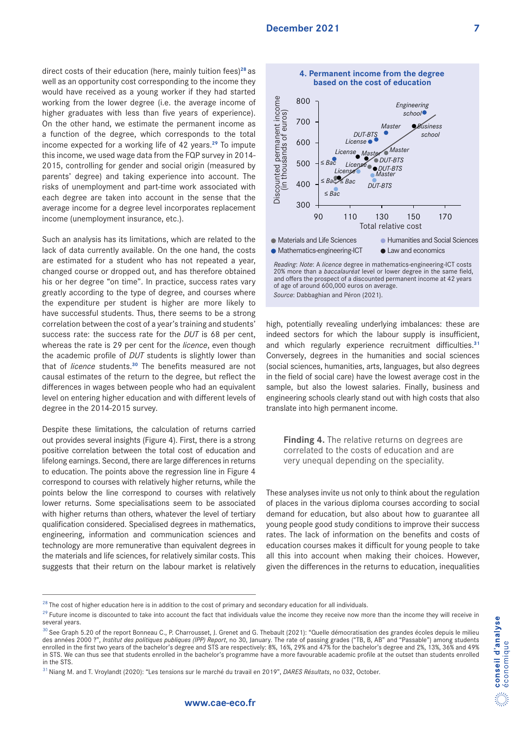direct costs of their education (here, mainly tuition fees)[28] as well as an opportunity cost corresponding to the income they would have received as a young worker if they had started working from the lower degree (i.e. the average income of higher graduates with less than five years of experience). On the other hand, we estimate the permanent income as a function of the degree, which corresponds to the total income expected for a working life of 42 years.[29] To impute this income, we used wage data from the FQP survey in 2014-2015, controlling for gender and social origin (measured by parents' degree) and taking experience into account. The risks of unemployment and part-time work associated with each degree are taken into account in the sense that the average income for a degree level incorporates replacement income (unemployment insurance, etc.).

Such an analysis has its limitations, which are related to the lack of data currently available. On the one hand, the costs are estimated for a student who has not repeated a year, changed course or dropped out, and has therefore obtained his or her degree "on time". In practice, success rates vary greatly according to the type of degree, and courses where the expenditure per student is higher are more likely to have successful students. Thus, there seems to be a strong correlation between the cost of a year's training and students' success rate: the success rate for the *DUT* is 68 per cent, whereas the rate is 29 per cent for the *licence*, even though the academic profile of *DUT* students is slightly lower than that of *licence* students.[30] The benefits measured are not causal estimates of the return to the degree, but reflect the differences in wages between people who had an equivalent level on entering higher education and with different levels of degree in the 2014-2015 survey.

Despite these limitations, the calculation of returns carried out provides several insights (Figure 4). First, there is a strong positive correlation between the total cost of education and lifelong earnings. Second, there are large differences in returns to education. The points above the regression line in Figure 4 correspond to courses with relatively higher returns, while the points below the line correspond to courses with relatively lower returns. Some specialisations seem to be associated with higher returns than others, whatever the level of tertiary qualification considered. Specialised degrees in mathematics, engineering, information and communication sciences and technology are more remunerative than equivalent degrees in the materials and life sciences, for relatively similar costs. This suggests that their return on the labour market is relatively high, potentially revealing underlying imbalances: these are indeed sectors for which the labour supply is insufficient, and which regularly experience recruitment difficulties.[31] Conversely, degrees in the humanities and social sciences (social sciences, humanities, arts, languages, but also degrees in the field of social care) have the lowest average cost in the sample, but also the lowest salaries. Finally, business and engineering schools clearly stand out with high costs that also translate into high permanent income.

**4. Permanent income from the degree based on the cost of education**

*Reading*: *Note*: A *licence* degree in mathematics-engineering-ICT costs 20% more than a *baccalauréat* level or lower degree in the same field, and offers the prospect of a discounted permanent income at 42 years of age of around 600,000 euros on average.

*Source*: Dabbaghian and Péron (2021).

> **Finding 4.** The relative returns on degrees are correlated to the costs of education and are very unequal depending on the speciality.

These analyses invite us not only to think about the regulation of places in the various diploma courses according to social demand for education, but also about how to guarantee all young people good study conditions to improve their success rates. The lack of information on the benefits and costs of education courses makes it difficult for young people to take all this into account when making their choices. However, given the differences in the returns to education, inequalities

---

[28] The cost of higher education here is in addition to the cost of primary and secondary education for all individuals.

[29] Future income is discounted to take into account the fact that individuals value the income they receive now more than the income they will receive in several years.

[30] See Graph 5.20 of the report Bonneau C., P. Charrousset, J. Grenet and G. Thebault (2021): "Quelle démocratisation des grandes écoles depuis le milieu des années 2000 ?", *Institut des politiques publiques (IPP) Report*, no 30, January. The rate of passing grades ("TB, B, AB" and "Passable") among students enrolled in the first two years of the bachelor's degree and STS are respectively: 8%, 16%, 29% and 47% for the bachelor's degree and 2%, 13%, 36% and 49% in STS. We can thus see that students enrolled in the bachelor's programme have a more favourable academic profile at the outset than students enrolled in the STS.

[31] Niang M. and T. Vroylandt (2020): "Les tensions sur le marché du travail en 2019", *DARES Résultats*, no 032, October.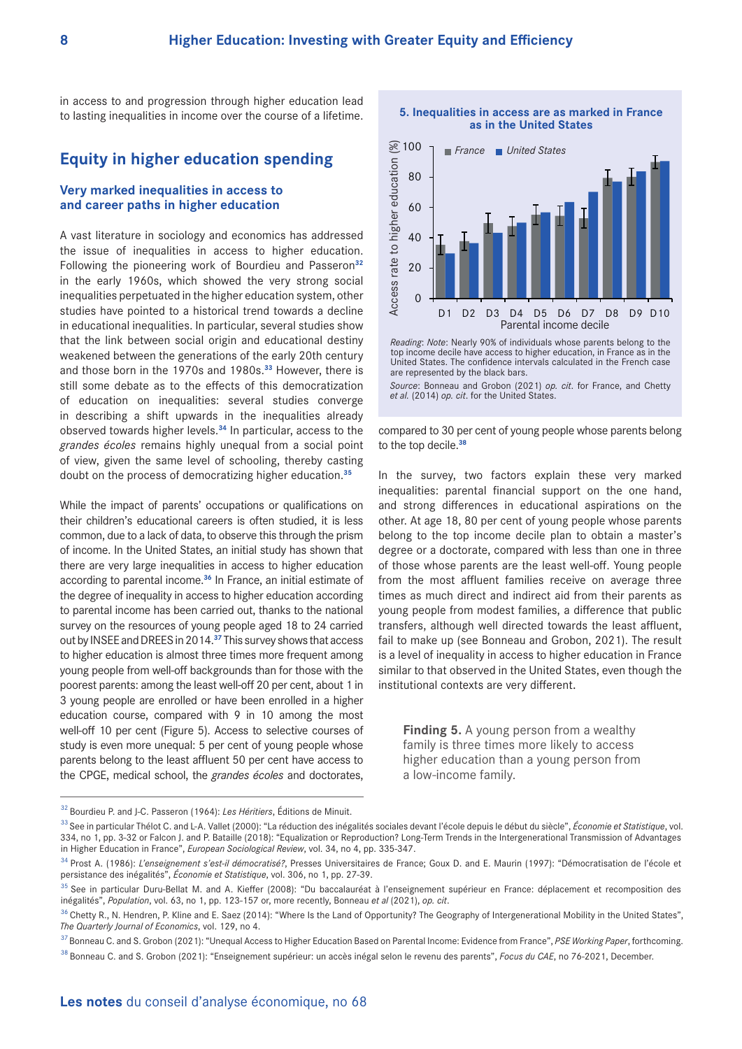in access to and progression through higher education lead to lasting inequalities in income over the course of a lifetime.

## Equity in higher education spending

### Very marked inequalities in access to and career paths in higher education

A vast literature in sociology and economics has addressed the issue of inequalities in access to higher education. Following the pioneering work of Bourdieu and Passeron[32] in the early 1960s, which showed the very strong social inequalities perpetuated in the higher education system, other studies have pointed to a historical trend towards a decline in educational inequalities. In particular, several studies show that the link between social origin and educational destiny weakened between the generations of the early 20th century and those born in the 1970s and 1980s.[33] However, there is still some debate as to the effects of this democratization of education on inequalities: several studies converge in describing a shift upwards in the inequalities already observed towards higher levels.[34] In particular, access to the *grandes écoles* remains highly unequal from a social point of view, given the same level of schooling, thereby casting doubt on the process of democratizing higher education.[35]

While the impact of parents' occupations or qualifications on their children's educational careers is often studied, it is less common, due to a lack of data, to observe this through the prism of income. In the United States, an initial study has shown that there are very large inequalities in access to higher education according to parental income.[36] In France, an initial estimate of the degree of inequality in access to higher education according to parental income has been carried out, thanks to the national survey on the resources of young people aged 18 to 24 carried out by INSEE and DREES in 2014.[37] This survey shows that access to higher education is almost three times more frequent among young people from well-off backgrounds than for those with the poorest parents: among the least well-off 20 per cent, about 1 in 3 young people are enrolled or have been enrolled in a higher education course, compared with 9 in 10 among the most well-off 10 per cent (Figure 5). Access to selective courses of study is even more unequal: 5 per cent of young people whose parents belong to the least affluent 50 per cent have access to the CPGE, medical school, the *grandes écoles* and doctorates, compared to 30 per cent of young people whose parents belong to the top decile.[38]

**5. Inequalities in access are as marked in France as in the United States**

| Parental income decile | France | United States |
|---|---|---|
| D1 | ~35 | ~29 |
| D2 | ~37 | ~36 |
| D3 | ~49 | ~43 |
| D4 | ~47 | ~50 |
| D5 | ~55 | ~57 |
| D6 | ~54 | ~63 |
| D7 | ~52 | ~70 |
| D8 | ~79 | ~77 |
| D9 | ~80 | ~84 |
| D10 | ~89 | ~90 |

*Access rate to higher education (%)*

*Reading*: *Note*: Nearly 90% of individuals whose parents belong to the top income decile have access to higher education, in France as in the United States. The confidence intervals calculated in the French case are represented by the black bars.

*Source*: Bonneau and Grobon (2021) *op. cit.* for France, and Chetty *et al.* (2014) *op. cit*. for the United States.

In the survey, two factors explain these very marked inequalities: parental financial support on the one hand, and strong differences in educational aspirations on the other. At age 18, 80 per cent of young people whose parents belong to the top income decile plan to obtain a master's degree or a doctorate, compared with less than one in three of those whose parents are the least well-off. Young people from the most affluent families receive on average three times as much direct and indirect aid from their parents as young people from modest families, a difference that public transfers, although well directed towards the least affluent, fail to make up (see Bonneau and Grobon, 2021). The result is a level of inequality in access to higher education in France similar to that observed in the United States, even though the institutional contexts are very different.

> **Finding 5.** A young person from a wealthy family is three times more likely to access higher education than a young person from a low-income family.

---

[32] Bourdieu P. and J-C. Passeron (1964): *Les Héritiers*, Éditions de Minuit.

[33] See in particular Thélot C. and L-A. Vallet (2000): "La réduction des inégalités sociales devant l'école depuis le début du siècle", *Économie et Statistique*, vol. 334, no 1, pp. 3-32 or Falcon J. and P. Bataille (2018): "Equalization or Reproduction? Long-Term Trends in the Intergenerational Transmission of Advantages in Higher Education in France", *European Sociological Review*, vol. 34, no 4, pp. 335-347.

[34] Prost A. (1986): *L'enseignement s'est-il démocratisé?*, Presses Universitaires de France; Goux D. and E. Maurin (1997): "Démocratisation de l'école et persistance des inégalités", *Économie et Statistique*, vol. 306, no 1, pp. 27-39.

[35] See in particular Duru-Bellat M. and A. Kieffer (2008): "Du baccalauréat à l'enseignement supérieur en France: déplacement et recomposition des inégalités", *Population*, vol. 63, no 1, pp. 123-157 or, more recently, Bonneau *et al* (2021), *op. cit*.

[36] Chetty R., N. Hendren, P. Kline and E. Saez (2014): "Where Is the Land of Opportunity? The Geography of Intergenerational Mobility in the United States", *The Quarterly Journal of Economics*, vol. 129, no 4.

[37] Bonneau C. and S. Grobon (2021): "Unequal Access to Higher Education Based on Parental Income: Evidence from France", *PSE Working Paper*, forthcoming.

[38] Bonneau C. and S. Grobon (2021): "Enseignement supérieur: un accès inégal selon le revenu des parents", *Focus du CAE*, no 76-2021, December.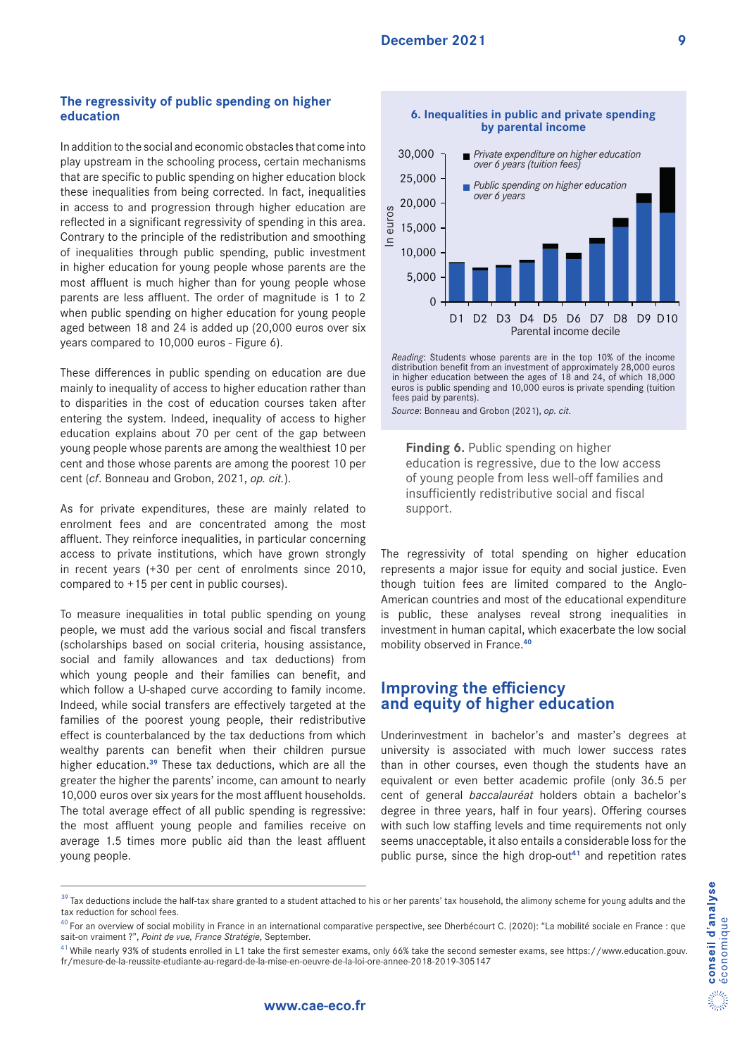### The regressivity of public spending on higher education

In addition to the social and economic obstacles that come into play upstream in the schooling process, certain mechanisms that are specific to public spending on higher education block these inequalities from being corrected. In fact, inequalities in access to and progression through higher education are reflected in a significant regressivity of spending in this area. Contrary to the principle of the redistribution and smoothing of inequalities through public spending, public investment in higher education for young people whose parents are the most affluent is much higher than for young people whose parents are less affluent. The order of magnitude is 1 to 2 when public spending on higher education for young people aged between 18 and 24 is added up (20,000 euros over six years compared to 10,000 euros - Figure 6).

These differences in public spending on education are due mainly to inequality of access to higher education rather than to disparities in the cost of education courses taken after entering the system. Indeed, inequality of access to higher education explains about 70 per cent of the gap between young people whose parents are among the wealthiest 10 per cent and those whose parents are among the poorest 10 per cent (*cf*. Bonneau and Grobon, 2021, *op. cit.*).

As for private expenditures, these are mainly related to enrolment fees and are concentrated among the most affluent. They reinforce inequalities, in particular concerning access to private institutions, which have grown strongly in recent years (+30 per cent of enrolments since 2010, compared to +15 per cent in public courses).

To measure inequalities in total public spending on young people, we must add the various social and fiscal transfers (scholarships based on social criteria, housing assistance, social and family allowances and tax deductions) from which young people and their families can benefit, and which follow a U-shaped curve according to family income. Indeed, while social transfers are effectively targeted at the families of the poorest young people, their redistributive effect is counterbalanced by the tax deductions from which wealthy parents can benefit when their children pursue higher education.[39] These tax deductions, which are all the greater the higher the parents' income, can amount to nearly 10,000 euros over six years for the most affluent households. The total average effect of all public spending is regressive: the most affluent young people and families receive on average 1.5 times more public aid than the least affluent young people.

**6. Inequalities in public and private spending by parental income**

*Reading*: Students whose parents are in the top 10% of the income distribution benefit from an investment of approximately 28,000 euros in higher education between the ages of 18 and 24, of which 18,000 euros is public spending and 10,000 euros is private spending (tuition fees paid by parents).

*Source*: Bonneau and Grobon (2021), *op. cit*.

**Finding 6.** Public spending on higher education is regressive, due to the low access of young people from less well-off families and insufficiently redistributive social and fiscal support.

The regressivity of total spending on higher education represents a major issue for equity and social justice. Even though tuition fees are limited compared to the Anglo-American countries and most of the educational expenditure is public, these analyses reveal strong inequalities in investment in human capital, which exacerbate the low social mobility observed in France.[40]

## Improving the efficiency and equity of higher education

Underinvestment in bachelor's and master's degrees at university is associated with much lower success rates than in other courses, even though the students have an equivalent or even better academic profile (only 36.5 per cent of general *baccalauréat* holders obtain a bachelor's degree in three years, half in four years). Offering courses with such low staffing levels and time requirements not only seems unacceptable, it also entails a considerable loss for the public purse, since the high drop-out[41] and repetition rates

---

[39] Tax deductions include the half-tax share granted to a student attached to his or her parents' tax household, the alimony scheme for young adults and the tax reduction for school fees.

[40] For an overview of social mobility in France in an international comparative perspective, see Dherbécourt C. (2020): "La mobilité sociale en France : que sait-on vraiment ?", *Point de vue, France Stratégie*, September.

[41] While nearly 93% of students enrolled in L1 take the first semester exams, only 66% take the second semester exams, see https://www.education.gouv.fr/mesure-de-la-reussite-etudiante-au-regard-de-la-mise-en-oeuvre-de-la-loi-ore-annee-2018-2019-305147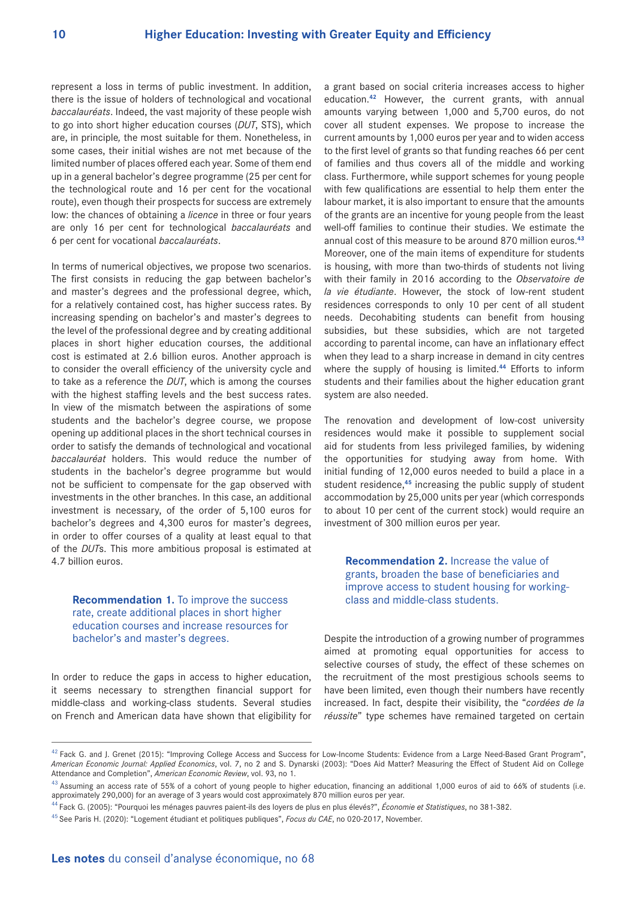represent a loss in terms of public investment. In addition, there is the issue of holders of technological and vocational *baccalauréats*. Indeed, the vast majority of these people wish to go into short higher education courses (*DUT*, STS), which are, in principle, the most suitable for them. Nonetheless, in some cases, their initial wishes are not met because of the limited number of places offered each year. Some of them end up in a general bachelor's degree programme (25 per cent for the technological route and 16 per cent for the vocational route), even though their prospects for success are extremely low: the chances of obtaining a *licence* in three or four years are only 16 per cent for technological *baccalauréats* and 6 per cent for vocational *baccalauréats*.

In terms of numerical objectives, we propose two scenarios. The first consists in reducing the gap between bachelor's and master's degrees and the professional degree, which, for a relatively contained cost, has higher success rates. By increasing spending on bachelor's and master's degrees to the level of the professional degree and by creating additional places in short higher education courses, the additional cost is estimated at 2.6 billion euros. Another approach is to consider the overall efficiency of the university cycle and to take as a reference the *DUT*, which is among the courses with the highest staffing levels and the best success rates. In view of the mismatch between the aspirations of some students and the bachelor's degree course, we propose opening up additional places in the short technical courses in order to satisfy the demands of technological and vocational *baccalauréat* holders. This would reduce the number of students in the bachelor's degree programme but would not be sufficient to compensate for the gap observed with investments in the other branches. In this case, an additional investment is necessary, of the order of 5,100 euros for bachelor's degrees and 4,300 euros for master's degrees, in order to offer courses of a quality at least equal to that of the *DUT*s. This more ambitious proposal is estimated at 4.7 billion euros.

> **Recommendation 1.** To improve the success rate, create additional places in short higher education courses and increase resources for bachelor's and master's degrees.

In order to reduce the gaps in access to higher education, it seems necessary to strengthen financial support for middle-class and working-class students. Several studies on French and American data have shown that eligibility for a grant based on social criteria increases access to higher education.[42] However, the current grants, with annual amounts varying between 1,000 and 5,700 euros, do not cover all student expenses. We propose to increase the current amounts by 1,000 euros per year and to widen access to the first level of grants so that funding reaches 66 per cent of families and thus covers all of the middle and working class. Furthermore, while support schemes for young people with few qualifications are essential to help them enter the labour market, it is also important to ensure that the amounts of the grants are an incentive for young people from the least well-off families to continue their studies. We estimate the annual cost of this measure to be around 870 million euros.[43] Moreover, one of the main items of expenditure for students is housing, with more than two-thirds of students not living with their family in 2016 according to the *Observatoire de la vie étudiante*. However, the stock of low-rent student residences corresponds to only 10 per cent of all student needs. Decohabiting students can benefit from housing subsidies, but these subsidies, which are not targeted according to parental income, can have an inflationary effect when they lead to a sharp increase in demand in city centres where the supply of housing is limited.[44] Efforts to inform students and their families about the higher education grant system are also needed.

The renovation and development of low-cost university residences would make it possible to supplement social aid for students from less privileged families, by widening the opportunities for studying away from home. With initial funding of 12,000 euros needed to build a place in a student residence,[45] increasing the public supply of student accommodation by 25,000 units per year (which corresponds to about 10 per cent of the current stock) would require an investment of 300 million euros per year.

> **Recommendation 2.** Increase the value of grants, broaden the base of beneficiaries and improve access to student housing for working-class and middle-class students.

Despite the introduction of a growing number of programmes aimed at promoting equal opportunities for access to selective courses of study, the effect of these schemes on the recruitment of the most prestigious schools seems to have been limited, even though their numbers have recently increased. In fact, despite their visibility, the "*cordées de la réussite*" type schemes have remained targeted on certain

---

[42] Fack G. and J. Grenet (2015): "Improving College Access and Success for Low-Income Students: Evidence from a Large Need-Based Grant Program", *American Economic Journal: Applied Economics*, vol. 7, no 2 and S. Dynarski (2003): "Does Aid Matter? Measuring the Effect of Student Aid on College Attendance and Completion", *American Economic Review*, vol. 93, no 1.

[43] Assuming an access rate of 55% of a cohort of young people to higher education, financing an additional 1,000 euros of aid to 66% of students (i.e. approximately 290,000) for an average of 3 years would cost approximately 870 million euros per year.

[44] Fack G. (2005): "Pourquoi les ménages pauvres paient-ils des loyers de plus en plus élevés?", *Économie et Statistiques*, no 381-382.

[45] See Paris H. (2020): "Logement étudiant et politiques publiques", *Focus du CAE*, no 020-2017, November.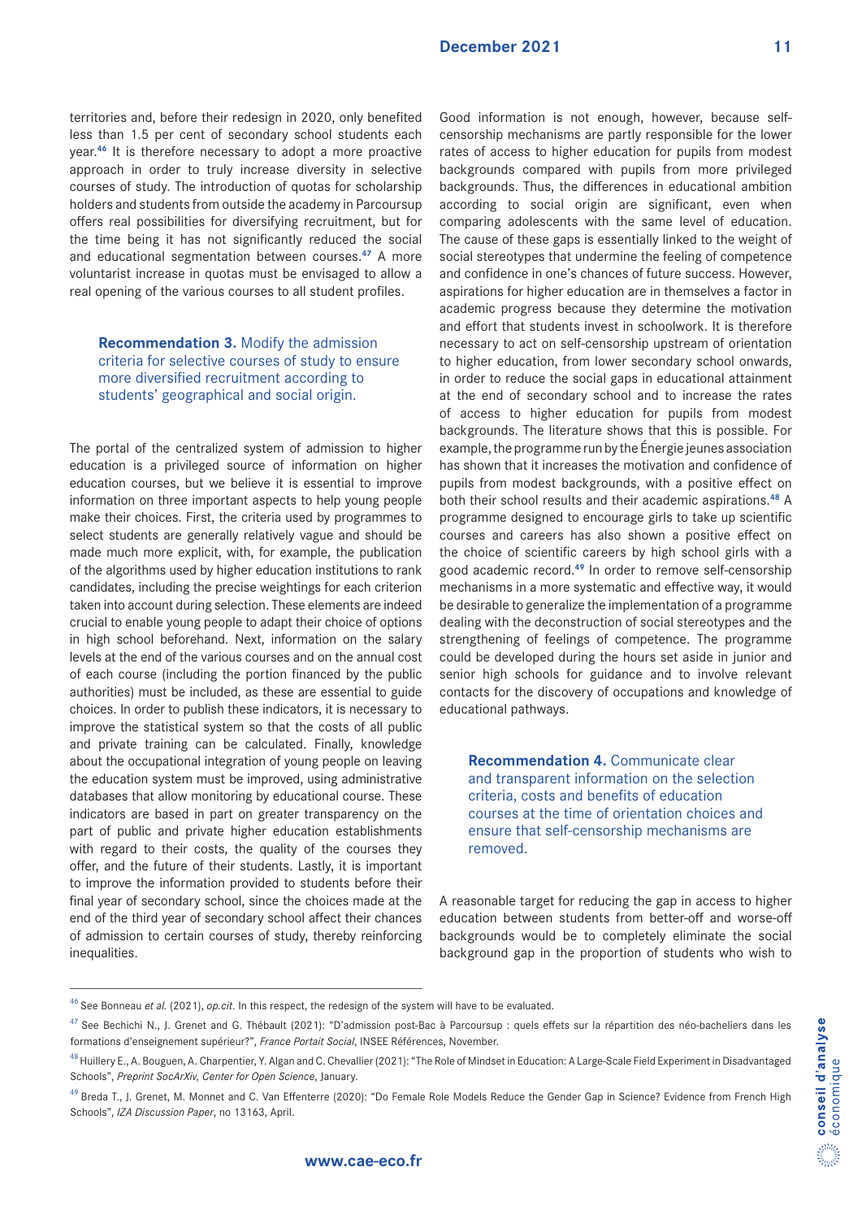territories and, before their redesign in 2020, only benefited less than 1.5 per cent of secondary school students each year.[46] It is therefore necessary to adopt a more proactive approach in order to truly increase diversity in selective courses of study. The introduction of quotas for scholarship holders and students from outside the academy in Parcoursup offers real possibilities for diversifying recruitment, but for the time being it has not significantly reduced the social and educational segmentation between courses.[47] A more voluntarist increase in quotas must be envisaged to allow a real opening of the various courses to all student profiles.

> **Recommendation 3.** Modify the admission criteria for selective courses of study to ensure more diversified recruitment according to students' geographical and social origin.

The portal of the centralized system of admission to higher education is a privileged source of information on higher education courses, but we believe it is essential to improve information on three important aspects to help young people make their choices. First, the criteria used by programmes to select students are generally relatively vague and should be made much more explicit, with, for example, the publication of the algorithms used by higher education institutions to rank candidates, including the precise weightings for each criterion taken into account during selection. These elements are indeed crucial to enable young people to adapt their choice of options in high school beforehand. Next, information on the salary levels at the end of the various courses and on the annual cost of each course (including the portion financed by the public authorities) must be included, as these are essential to guide choices. In order to publish these indicators, it is necessary to improve the statistical system so that the costs of all public and private training can be calculated. Finally, knowledge about the occupational integration of young people on leaving the education system must be improved, using administrative databases that allow monitoring by educational course. These indicators are based in part on greater transparency on the part of public and private higher education establishments with regard to their costs, the quality of the courses they offer, and the future of their students. Lastly, it is important to improve the information provided to students before their final year of secondary school, since the choices made at the end of the third year of secondary school affect their chances of admission to certain courses of study, thereby reinforcing inequalities.

Good information is not enough, however, because self-censorship mechanisms are partly responsible for the lower rates of access to higher education for pupils from modest backgrounds compared with pupils from more privileged backgrounds. Thus, the differences in educational ambition according to social origin are significant, even when comparing adolescents with the same level of education. The cause of these gaps is essentially linked to the weight of social stereotypes that undermine the feeling of competence and confidence in one's chances of future success. However, aspirations for higher education are in themselves a factor in academic progress because they determine the motivation and effort that students invest in schoolwork. It is therefore necessary to act on self-censorship upstream of orientation to higher education, from lower secondary school onwards, in order to reduce the social gaps in educational attainment at the end of secondary school and to increase the rates of access to higher education for pupils from modest backgrounds. The literature shows that this is possible. For example, the programme run by the Énergie jeunes association has shown that it increases the motivation and confidence of pupils from modest backgrounds, with a positive effect on both their school results and their academic aspirations.[48] A programme designed to encourage girls to take up scientific courses and careers has also shown a positive effect on the choice of scientific careers by high school girls with a good academic record.[49] In order to remove self-censorship mechanisms in a more systematic and effective way, it would be desirable to generalize the implementation of a programme dealing with the deconstruction of social stereotypes and the strengthening of feelings of competence. The programme could be developed during the hours set aside in junior and senior high schools for guidance and to involve relevant contacts for the discovery of occupations and knowledge of educational pathways.

> **Recommendation 4.** Communicate clear and transparent information on the selection criteria, costs and benefits of education courses at the time of orientation choices and ensure that self-censorship mechanisms are removed.

A reasonable target for reducing the gap in access to higher education between students from better-off and worse-off backgrounds would be to completely eliminate the social background gap in the proportion of students who wish to

---

[46] See Bonneau *et al.* (2021), *op.cit*. In this respect, the redesign of the system will have to be evaluated.

[47] See Bechichi N., J. Grenet and G. Thébault (2021): "D'admission post-Bac à Parcoursup : quels effets sur la répartition des néo-bacheliers dans les formations d'enseignement supérieur?", *France Portait Social*, INSEE Références, November.

[48] Huillery E., A. Bouguen, A. Charpentier, Y. Algan and C. Chevallier (2021): "The Role of Mindset in Education: A Large-Scale Field Experiment in Disadvantaged Schools", *Preprint SocArXiv, Center for Open Science*, January.

[49] Breda T., J. Grenet, M. Monnet and C. Van Effenterre (2020): "Do Female Role Models Reduce the Gender Gap in Science? Evidence from French High Schools", *IZA Discussion Paper*, no 13163, April.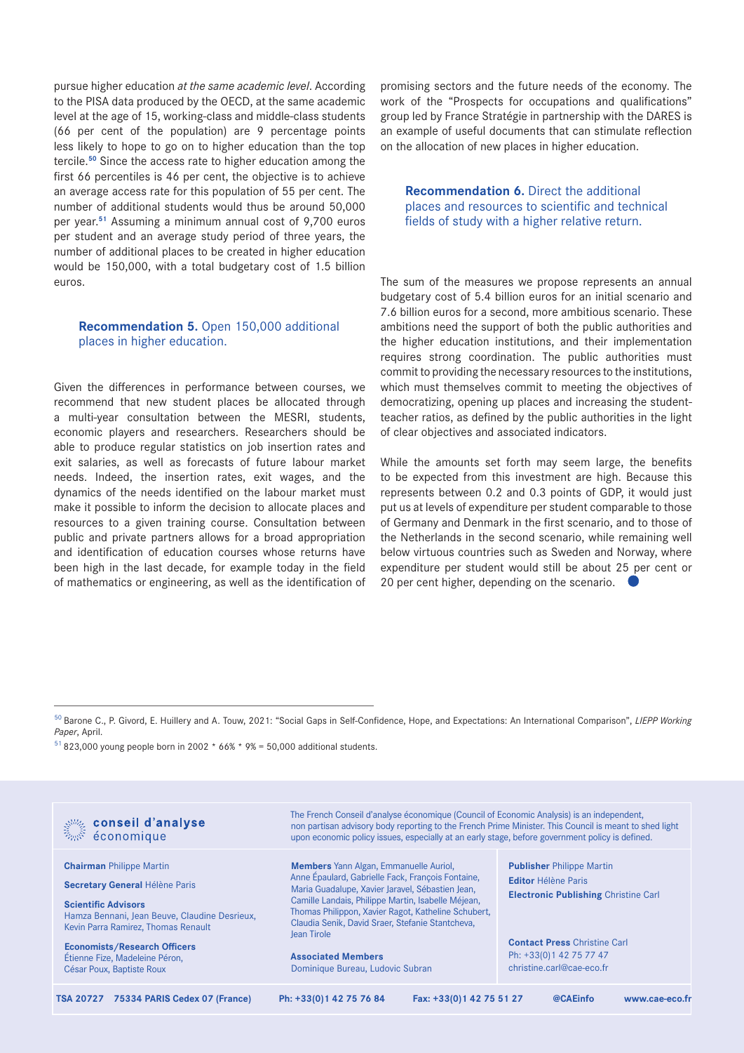pursue higher education *at the same academic level*. According to the PISA data produced by the OECD, at the same academic level at the age of 15, working-class and middle-class students (66 per cent of the population) are 9 percentage points less likely to hope to go on to higher education than the top tercile.[50] Since the access rate to higher education among the first 66 percentiles is 46 per cent, the objective is to achieve an average access rate for this population of 55 per cent. The number of additional students would thus be around 50,000 per year.[51] Assuming a minimum annual cost of 9,700 euros per student and an average study period of three years, the number of additional places to be created in higher education would be 150,000, with a total budgetary cost of 1.5 billion euros.

**Recommendation 5.** Open 150,000 additional places in higher education.

Given the differences in performance between courses, we recommend that new student places be allocated through a multi-year consultation between the MESRI, students, economic players and researchers. Researchers should be able to produce regular statistics on job insertion rates and exit salaries, as well as forecasts of future labour market needs. Indeed, the insertion rates, exit wages, and the dynamics of the needs identified on the labour market must make it possible to inform the decision to allocate places and resources to a given training course. Consultation between public and private partners allows for a broad appropriation and identification of education courses whose returns have been high in the last decade, for example today in the field of mathematics or engineering, as well as the identification of promising sectors and the future needs of the economy. The work of the "Prospects for occupations and qualifications" group led by France Stratégie in partnership with the DARES is an example of useful documents that can stimulate reflection on the allocation of new places in higher education.

**Recommendation 6.** Direct the additional places and resources to scientific and technical fields of study with a higher relative return.

The sum of the measures we propose represents an annual budgetary cost of 5.4 billion euros for an initial scenario and 7.6 billion euros for a second, more ambitious scenario. These ambitions need the support of both the public authorities and the higher education institutions, and their implementation requires strong coordination. The public authorities must commit to providing the necessary resources to the institutions, which must themselves commit to meeting the objectives of democratizing, opening up places and increasing the student-teacher ratios, as defined by the public authorities in the light of clear objectives and associated indicators.

While the amounts set forth may seem large, the benefits to be expected from this investment are high. Because this represents between 0.2 and 0.3 points of GDP, it would just put us at levels of expenditure per student comparable to those of Germany and Denmark in the first scenario, and to those of the Netherlands in the second scenario, while remaining well below virtuous countries such as Sweden and Norway, where expenditure per student would still be about 25 per cent or 20 per cent higher, depending on the scenario.

---

[50] Barone C., P. Givord, E. Huillery and A. Touw, 2021: "Social Gaps in Self-Confidence, Hope, and Expectations: An International Comparison", *LIEPP Working Paper*, April.

[51] 823,000 young people born in 2002 * 66% * 9% = 50,000 additional students.

---

**conseil d'analyse économique**

The French Conseil d'analyse économique (Council of Economic Analysis) is an independent, non partisan advisory body reporting to the French Prime Minister. This Council is meant to shed light upon economic policy issues, especially at an early stage, before government policy is defined.

**Chairman** Philippe Martin

**Secretary General** Hélène Paris

**Scientific Advisors**
Hamza Bennani, Jean Beuve, Claudine Desrieux, Kevin Parra Ramirez, Thomas Renault

**Economists/Research Officers**
Étienne Fize, Madeleine Péron, César Poux, Baptiste Roux

**Members** Yann Algan, Emmanuelle Auriol, Anne Épaulard, Gabrielle Fack, François Fontaine, Maria Guadalupe, Xavier Jaravel, Sébastien Jean, Camille Landais, Philippe Martin, Isabelle Méjean, Thomas Philippon, Xavier Ragot, Katheline Schubert, Claudia Senik, David Sraer, Stefanie Stantcheva, Jean Tirole

**Associated Members**
Dominique Bureau, Ludovic Subran

**Publisher** Philippe Martin
**Editor** Hélène Paris
**Electronic Publishing** Christine Carl

**Contact Press** Christine Carl
Ph: +33(0)1 42 75 77 47
christine.carl@cae-eco.fr

**TSA 20727 75334 PARIS Cedex 07 (France)** **Ph: +33(0)1 42 75 76 84** **Fax: +33(0)1 42 75 51 27** **@CAEinfo** **www.cae-eco.fr**